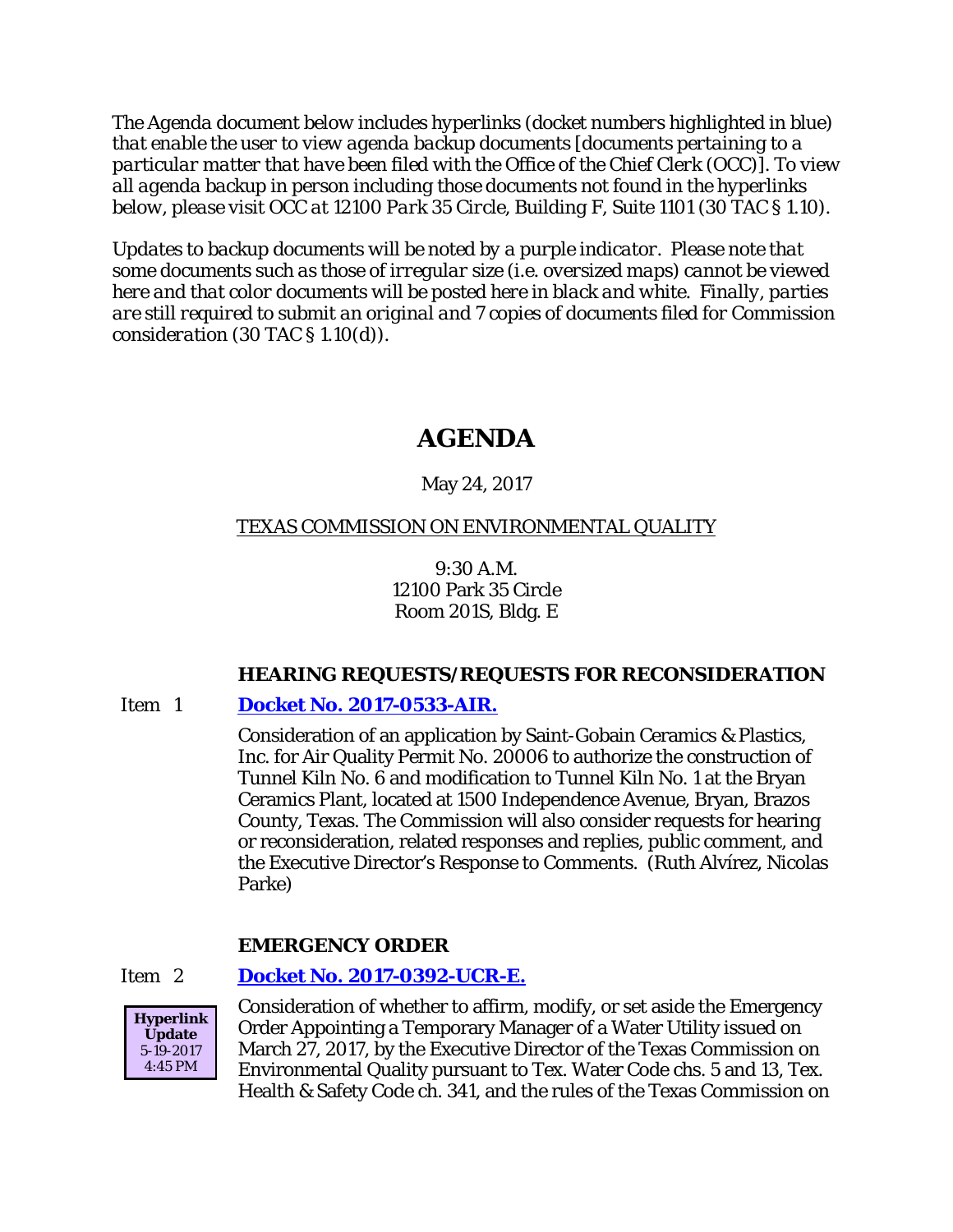*The Agenda document below includes hyperlinks (docket numbers highlighted in blue) that enable the user to view agenda backup documents [documents pertaining to a particular matter that have been filed with the Office of the Chief Clerk (OCC)]. To view all agenda backup in person including those documents not found in the hyperlinks below, please visit OCC at 12100 Park 35 Circle, Building F, Suite 1101 (30 TAC § 1.10).*

*Updates to backup documents will be noted by a purple indicator. Please note that some documents such as those of irregular size (i.e. oversized maps) cannot be viewed here and that color documents will be posted here in black and white. Finally, parties are still required to submit an original and 7 copies of documents filed for Commission consideration (30 TAC § 1.10(d)).*

# AGENDA

May 24, 2017

TEXAS COMMISSION ON ENVIRONMENTAL QUALITY

9:30 A.M.
12100 Park 35 Circle
Room 201S, Bldg. E

### HEARING REQUESTS/REQUESTS FOR RECONSIDERATION

Item 1 **Docket No. 2017-0533-AIR.**

Consideration of an application by Saint-Gobain Ceramics & Plastics, Inc. for Air Quality Permit No. 20006 to authorize the construction of Tunnel Kiln No. 6 and modification to Tunnel Kiln No. 1 at the Bryan Ceramics Plant, located at 1500 Independence Avenue, Bryan, Brazos County, Texas. The Commission will also consider requests for hearing or reconsideration, related responses and replies, public comment, and the Executive Director's Response to Comments. (Ruth Alvírez, Nicolas Parke)

### EMERGENCY ORDER

Item 2 **Docket No. 2017-0392-UCR-E.**

**Hyperlink Update** 5-19-2017 4:45 PM

Consideration of whether to affirm, modify, or set aside the Emergency Order Appointing a Temporary Manager of a Water Utility issued on March 27, 2017, by the Executive Director of the Texas Commission on Environmental Quality pursuant to Tex. Water Code chs. 5 and 13, Tex. Health & Safety Code ch. 341, and the rules of the Texas Commission on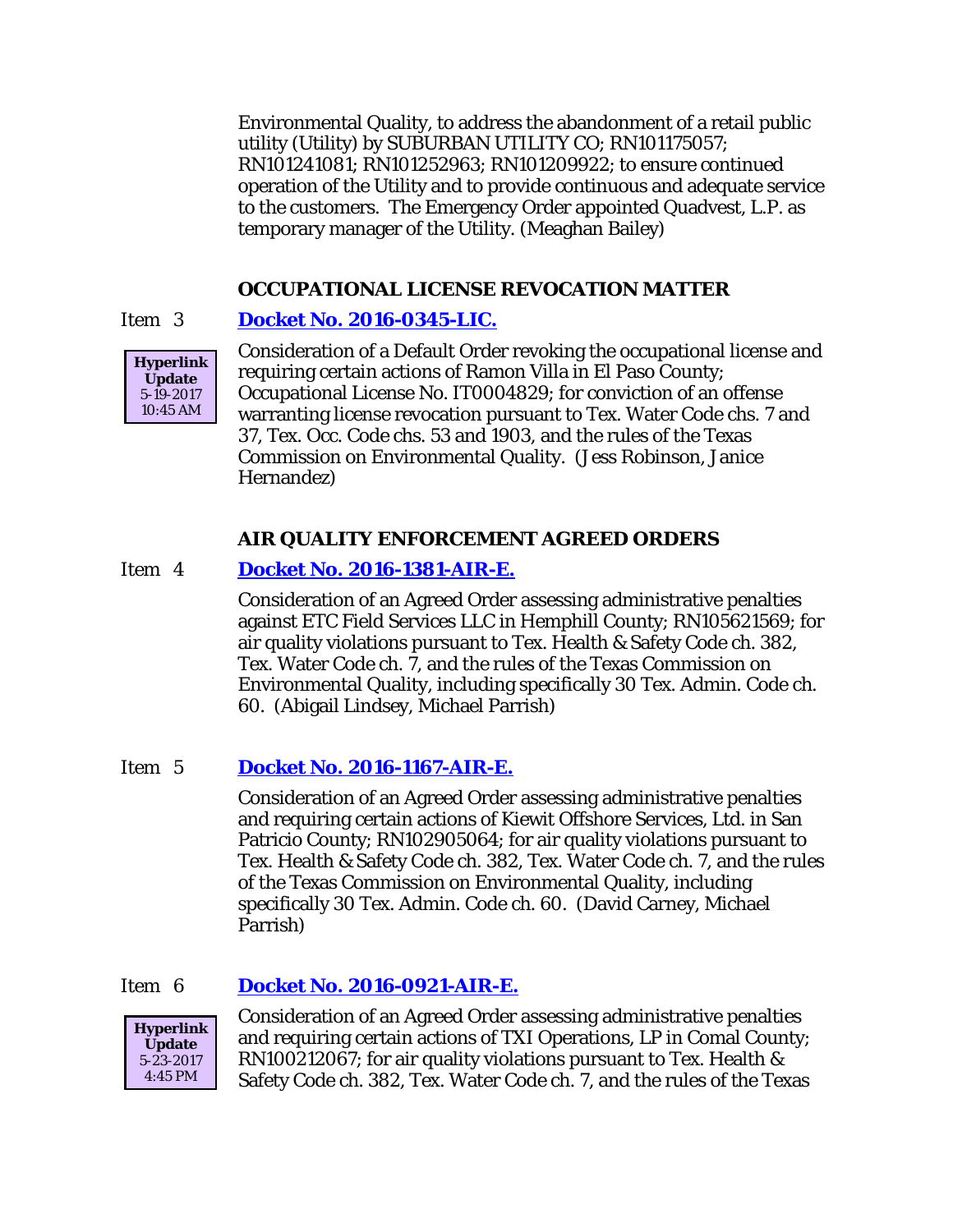Environmental Quality, to address the abandonment of a retail public utility (Utility) by SUBURBAN UTILITY CO; RN101175057; RN101241081; RN101252963; RN101209922; to ensure continued operation of the Utility and to provide continuous and adequate service to the customers. The Emergency Order appointed Quadvest, L.P. as temporary manager of the Utility. (Meaghan Bailey)

### OCCUPATIONAL LICENSE REVOCATION MATTER

Item 3 **Docket No. 2016-0345-LIC.**

**Hyperlink Update** 5-19-2017 10:45 AM

Consideration of a Default Order revoking the occupational license and requiring certain actions of Ramon Villa in El Paso County; Occupational License No. IT0004829; for conviction of an offense warranting license revocation pursuant to Tex. Water Code chs. 7 and 37, Tex. Occ. Code chs. 53 and 1903, and the rules of the Texas Commission on Environmental Quality. (Jess Robinson, Janice Hernandez)

### AIR QUALITY ENFORCEMENT AGREED ORDERS

Item 4 **Docket No. 2016-1381-AIR-E.**

Consideration of an Agreed Order assessing administrative penalties against ETC Field Services LLC in Hemphill County; RN105621569; for air quality violations pursuant to Tex. Health & Safety Code ch. 382, Tex. Water Code ch. 7, and the rules of the Texas Commission on Environmental Quality, including specifically 30 Tex. Admin. Code ch. 60. (Abigail Lindsey, Michael Parrish)

Item 5 **Docket No. 2016-1167-AIR-E.**

Consideration of an Agreed Order assessing administrative penalties and requiring certain actions of Kiewit Offshore Services, Ltd. in San Patricio County; RN102905064; for air quality violations pursuant to Tex. Health & Safety Code ch. 382, Tex. Water Code ch. 7, and the rules of the Texas Commission on Environmental Quality, including specifically 30 Tex. Admin. Code ch. 60. (David Carney, Michael Parrish)

Item 6 **Docket No. 2016-0921-AIR-E.**

**Hyperlink Update** 5-23-2017 4:45 PM

Consideration of an Agreed Order assessing administrative penalties and requiring certain actions of TXI Operations, LP in Comal County; RN100212067; for air quality violations pursuant to Tex. Health & Safety Code ch. 382, Tex. Water Code ch. 7, and the rules of the Texas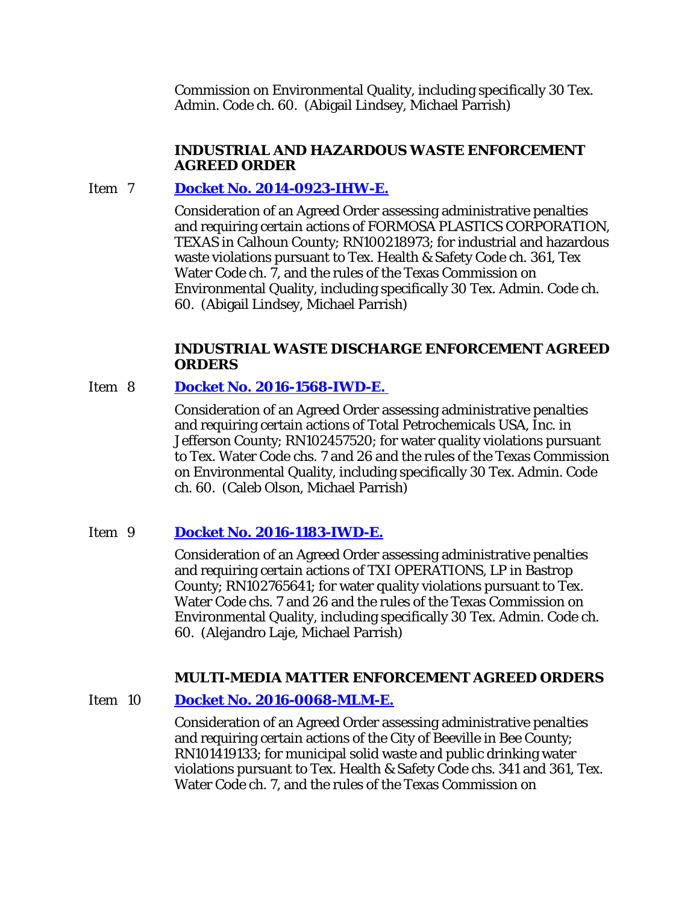Commission on Environmental Quality, including specifically 30 Tex. Admin. Code ch. 60. (Abigail Lindsey, Michael Parrish)

**INDUSTRIAL AND HAZARDOUS WASTE ENFORCEMENT AGREED ORDER**

Item 7 **Docket No. 2014-0923-IHW-E.**

Consideration of an Agreed Order assessing administrative penalties and requiring certain actions of FORMOSA PLASTICS CORPORATION, TEXAS in Calhoun County; RN100218973; for industrial and hazardous waste violations pursuant to Tex. Health & Safety Code ch. 361, Tex Water Code ch. 7, and the rules of the Texas Commission on Environmental Quality, including specifically 30 Tex. Admin. Code ch. 60. (Abigail Lindsey, Michael Parrish)

**INDUSTRIAL WASTE DISCHARGE ENFORCEMENT AGREED ORDERS**

Item 8 **Docket No. 2016-1568-IWD-E.**

Consideration of an Agreed Order assessing administrative penalties and requiring certain actions of Total Petrochemicals USA, Inc. in Jefferson County; RN102457520; for water quality violations pursuant to Tex. Water Code chs. 7 and 26 and the rules of the Texas Commission on Environmental Quality, including specifically 30 Tex. Admin. Code ch. 60. (Caleb Olson, Michael Parrish)

Item 9 **Docket No. 2016-1183-IWD-E.**

Consideration of an Agreed Order assessing administrative penalties and requiring certain actions of TXI OPERATIONS, LP in Bastrop County; RN102765641; for water quality violations pursuant to Tex. Water Code chs. 7 and 26 and the rules of the Texas Commission on Environmental Quality, including specifically 30 Tex. Admin. Code ch. 60. (Alejandro Laje, Michael Parrish)

**MULTI-MEDIA MATTER ENFORCEMENT AGREED ORDERS**

Item 10 **Docket No. 2016-0068-MLM-E.**

Consideration of an Agreed Order assessing administrative penalties and requiring certain actions of the City of Beeville in Bee County; RN101419133; for municipal solid waste and public drinking water violations pursuant to Tex. Health & Safety Code chs. 341 and 361, Tex. Water Code ch. 7, and the rules of the Texas Commission on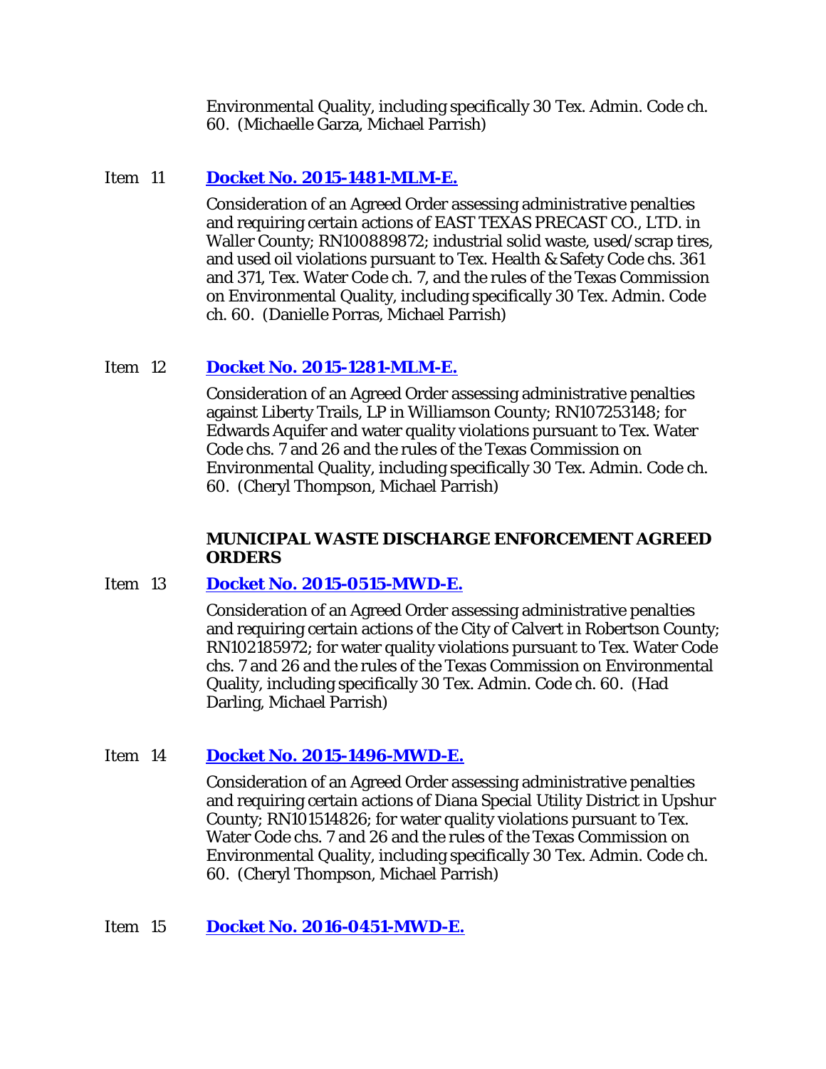Environmental Quality, including specifically 30 Tex. Admin. Code ch. 60. (Michaelle Garza, Michael Parrish)

Item 11 **Docket No. 2015-1481-MLM-E.**

Consideration of an Agreed Order assessing administrative penalties and requiring certain actions of EAST TEXAS PRECAST CO., LTD. in Waller County; RN100889872; industrial solid waste, used/scrap tires, and used oil violations pursuant to Tex. Health & Safety Code chs. 361 and 371, Tex. Water Code ch. 7, and the rules of the Texas Commission on Environmental Quality, including specifically 30 Tex. Admin. Code ch. 60. (Danielle Porras, Michael Parrish)

Item 12 **Docket No. 2015-1281-MLM-E.**

Consideration of an Agreed Order assessing administrative penalties against Liberty Trails, LP in Williamson County; RN107253148; for Edwards Aquifer and water quality violations pursuant to Tex. Water Code chs. 7 and 26 and the rules of the Texas Commission on Environmental Quality, including specifically 30 Tex. Admin. Code ch. 60. (Cheryl Thompson, Michael Parrish)

**MUNICIPAL WASTE DISCHARGE ENFORCEMENT AGREED ORDERS**

Item 13 **Docket No. 2015-0515-MWD-E.**

Consideration of an Agreed Order assessing administrative penalties and requiring certain actions of the City of Calvert in Robertson County; RN102185972; for water quality violations pursuant to Tex. Water Code chs. 7 and 26 and the rules of the Texas Commission on Environmental Quality, including specifically 30 Tex. Admin. Code ch. 60. (Had Darling, Michael Parrish)

Item 14 **Docket No. 2015-1496-MWD-E.**

Consideration of an Agreed Order assessing administrative penalties and requiring certain actions of Diana Special Utility District in Upshur County; RN101514826; for water quality violations pursuant to Tex. Water Code chs. 7 and 26 and the rules of the Texas Commission on Environmental Quality, including specifically 30 Tex. Admin. Code ch. 60. (Cheryl Thompson, Michael Parrish)

Item 15 **Docket No. 2016-0451-MWD-E.**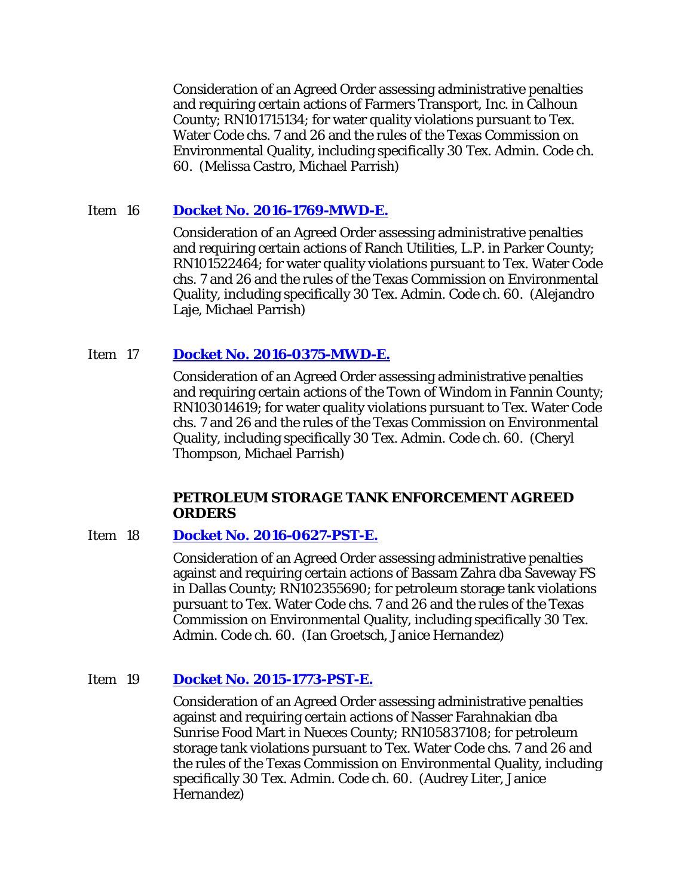Consideration of an Agreed Order assessing administrative penalties and requiring certain actions of Farmers Transport, Inc. in Calhoun County; RN101715134; for water quality violations pursuant to Tex. Water Code chs. 7 and 26 and the rules of the Texas Commission on Environmental Quality, including specifically 30 Tex. Admin. Code ch. 60. (Melissa Castro, Michael Parrish)

Item 16 **Docket No. 2016-1769-MWD-E.**

Consideration of an Agreed Order assessing administrative penalties and requiring certain actions of Ranch Utilities, L.P. in Parker County; RN101522464; for water quality violations pursuant to Tex. Water Code chs. 7 and 26 and the rules of the Texas Commission on Environmental Quality, including specifically 30 Tex. Admin. Code ch. 60. (Alejandro Laje, Michael Parrish)

Item 17 **Docket No. 2016-0375-MWD-E.**

Consideration of an Agreed Order assessing administrative penalties and requiring certain actions of the Town of Windom in Fannin County; RN103014619; for water quality violations pursuant to Tex. Water Code chs. 7 and 26 and the rules of the Texas Commission on Environmental Quality, including specifically 30 Tex. Admin. Code ch. 60. (Cheryl Thompson, Michael Parrish)

## PETROLEUM STORAGE TANK ENFORCEMENT AGREED ORDERS

Item 18 **Docket No. 2016-0627-PST-E.**

Consideration of an Agreed Order assessing administrative penalties against and requiring certain actions of Bassam Zahra dba Saveway FS in Dallas County; RN102355690; for petroleum storage tank violations pursuant to Tex. Water Code chs. 7 and 26 and the rules of the Texas Commission on Environmental Quality, including specifically 30 Tex. Admin. Code ch. 60. (Ian Groetsch, Janice Hernandez)

Item 19 **Docket No. 2015-1773-PST-E.**

Consideration of an Agreed Order assessing administrative penalties against and requiring certain actions of Nasser Farahnakian dba Sunrise Food Mart in Nueces County; RN105837108; for petroleum storage tank violations pursuant to Tex. Water Code chs. 7 and 26 and the rules of the Texas Commission on Environmental Quality, including specifically 30 Tex. Admin. Code ch. 60. (Audrey Liter, Janice Hernandez)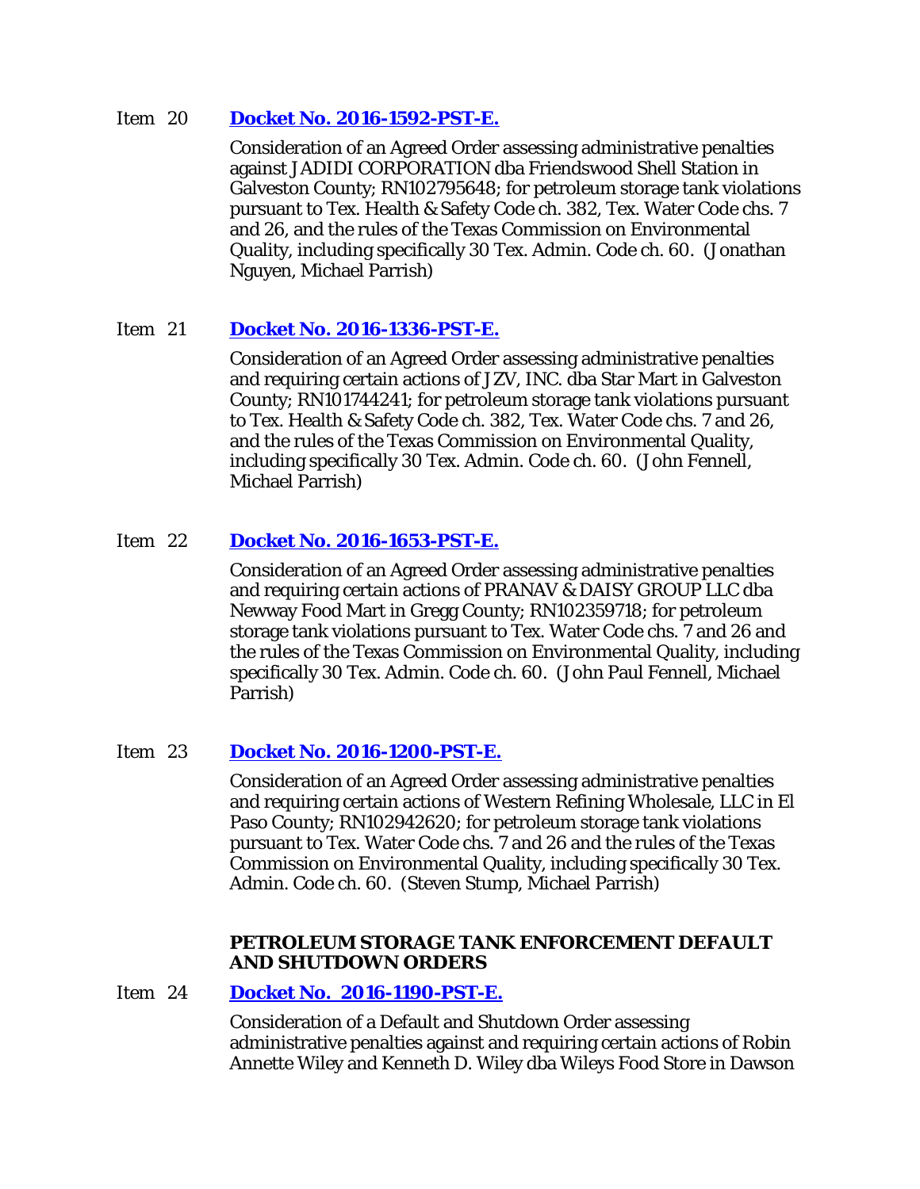Item 20 **[Docket No. 2016-1592-PST-E.]**

Consideration of an Agreed Order assessing administrative penalties against JADIDI CORPORATION dba Friendswood Shell Station in Galveston County; RN102795648; for petroleum storage tank violations pursuant to Tex. Health & Safety Code ch. 382, Tex. Water Code chs. 7 and 26, and the rules of the Texas Commission on Environmental Quality, including specifically 30 Tex. Admin. Code ch. 60. (Jonathan Nguyen, Michael Parrish)

Item 21 **[Docket No. 2016-1336-PST-E.]**

Consideration of an Agreed Order assessing administrative penalties and requiring certain actions of JZV, INC. dba Star Mart in Galveston County; RN101744241; for petroleum storage tank violations pursuant to Tex. Health & Safety Code ch. 382, Tex. Water Code chs. 7 and 26, and the rules of the Texas Commission on Environmental Quality, including specifically 30 Tex. Admin. Code ch. 60. (John Fennell, Michael Parrish)

Item 22 **[Docket No. 2016-1653-PST-E.]**

Consideration of an Agreed Order assessing administrative penalties and requiring certain actions of PRANAV & DAISY GROUP LLC dba Newway Food Mart in Gregg County; RN102359718; for petroleum storage tank violations pursuant to Tex. Water Code chs. 7 and 26 and the rules of the Texas Commission on Environmental Quality, including specifically 30 Tex. Admin. Code ch. 60. (John Paul Fennell, Michael Parrish)

Item 23 **[Docket No. 2016-1200-PST-E.]**

Consideration of an Agreed Order assessing administrative penalties and requiring certain actions of Western Refining Wholesale, LLC in El Paso County; RN102942620; for petroleum storage tank violations pursuant to Tex. Water Code chs. 7 and 26 and the rules of the Texas Commission on Environmental Quality, including specifically 30 Tex. Admin. Code ch. 60. (Steven Stump, Michael Parrish)

**PETROLEUM STORAGE TANK ENFORCEMENT DEFAULT AND SHUTDOWN ORDERS**

Item 24 **[Docket No. 2016-1190-PST-E.]**

Consideration of a Default and Shutdown Order assessing administrative penalties against and requiring certain actions of Robin Annette Wiley and Kenneth D. Wiley dba Wileys Food Store in Dawson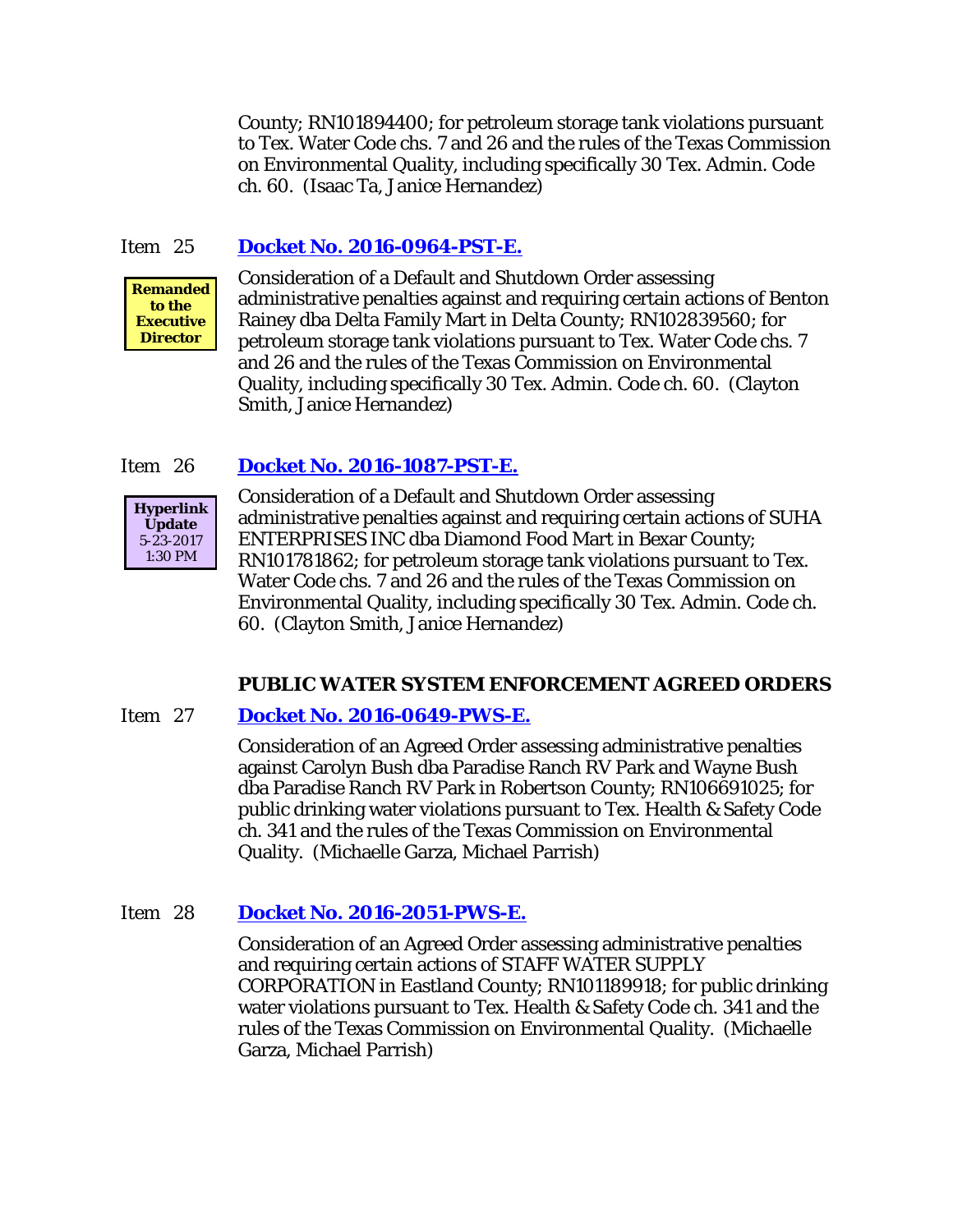County; RN101894400; for petroleum storage tank violations pursuant to Tex. Water Code chs. 7 and 26 and the rules of the Texas Commission on Environmental Quality, including specifically 30 Tex. Admin. Code ch. 60. (Isaac Ta, Janice Hernandez)

Item 25 **Docket No. 2016-0964-PST-E.**

**Remanded to the Executive Director**

Consideration of a Default and Shutdown Order assessing administrative penalties against and requiring certain actions of Benton Rainey dba Delta Family Mart in Delta County; RN102839560; for petroleum storage tank violations pursuant to Tex. Water Code chs. 7 and 26 and the rules of the Texas Commission on Environmental Quality, including specifically 30 Tex. Admin. Code ch. 60. (Clayton Smith, Janice Hernandez)

Item 26 **Docket No. 2016-1087-PST-E.**

**Hyperlink Update** 5-23-2017 1:30 PM

Consideration of a Default and Shutdown Order assessing administrative penalties against and requiring certain actions of SUHA ENTERPRISES INC dba Diamond Food Mart in Bexar County; RN101781862; for petroleum storage tank violations pursuant to Tex. Water Code chs. 7 and 26 and the rules of the Texas Commission on Environmental Quality, including specifically 30 Tex. Admin. Code ch. 60. (Clayton Smith, Janice Hernandez)

## PUBLIC WATER SYSTEM ENFORCEMENT AGREED ORDERS

Item 27 **Docket No. 2016-0649-PWS-E.**

Consideration of an Agreed Order assessing administrative penalties against Carolyn Bush dba Paradise Ranch RV Park and Wayne Bush dba Paradise Ranch RV Park in Robertson County; RN106691025; for public drinking water violations pursuant to Tex. Health & Safety Code ch. 341 and the rules of the Texas Commission on Environmental Quality. (Michaelle Garza, Michael Parrish)

Item 28 **Docket No. 2016-2051-PWS-E.**

Consideration of an Agreed Order assessing administrative penalties and requiring certain actions of STAFF WATER SUPPLY CORPORATION in Eastland County; RN101189918; for public drinking water violations pursuant to Tex. Health & Safety Code ch. 341 and the rules of the Texas Commission on Environmental Quality. (Michaelle Garza, Michael Parrish)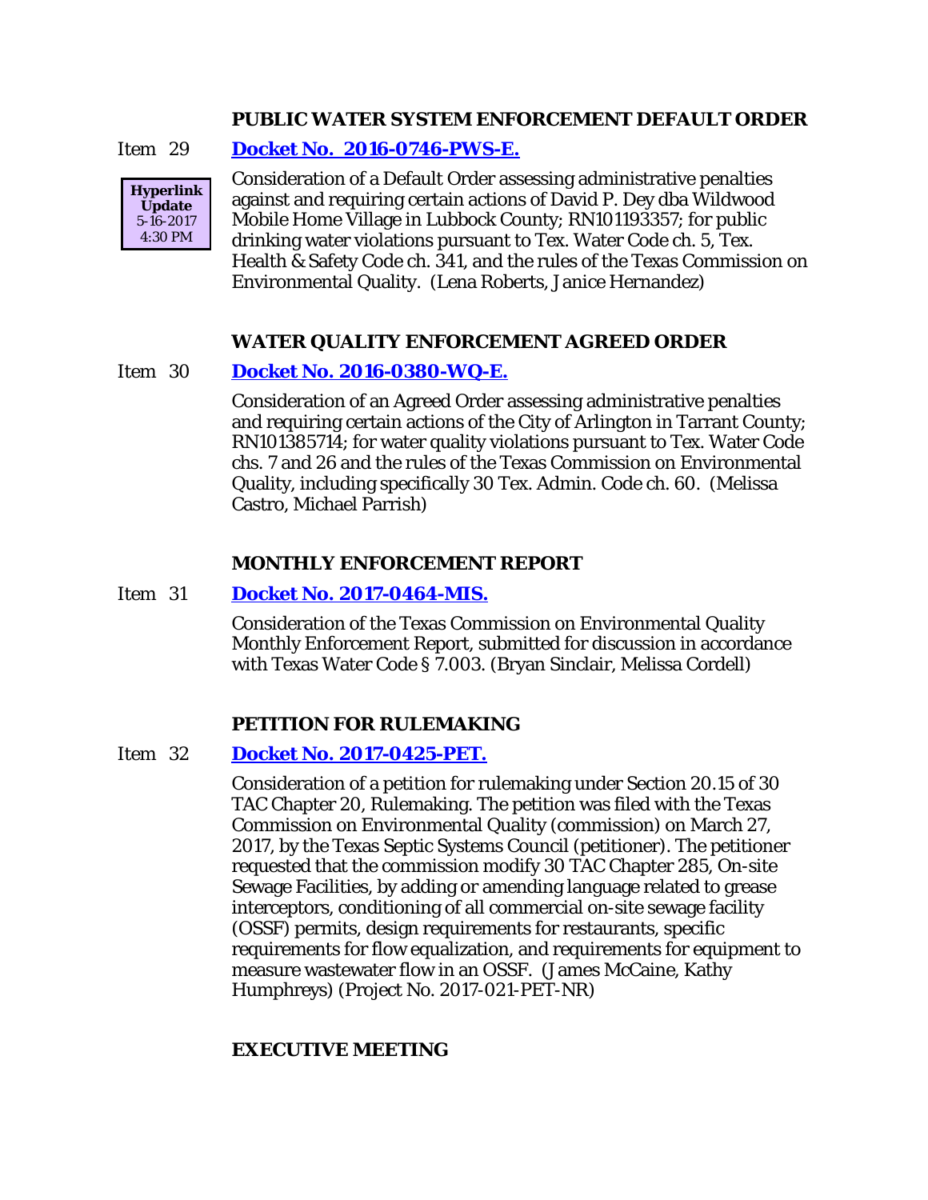## PUBLIC WATER SYSTEM ENFORCEMENT DEFAULT ORDER

Item 29 **Docket No. 2016-0746-PWS-E.**

**Hyperlink Update**
5-16-2017
4:30 PM

Consideration of a Default Order assessing administrative penalties against and requiring certain actions of David P. Dey dba Wildwood Mobile Home Village in Lubbock County; RN101193357; for public drinking water violations pursuant to Tex. Water Code ch. 5, Tex. Health & Safety Code ch. 341, and the rules of the Texas Commission on Environmental Quality. (Lena Roberts, Janice Hernandez)

## WATER QUALITY ENFORCEMENT AGREED ORDER

Item 30 **Docket No. 2016-0380-WQ-E.**

Consideration of an Agreed Order assessing administrative penalties and requiring certain actions of the City of Arlington in Tarrant County; RN101385714; for water quality violations pursuant to Tex. Water Code chs. 7 and 26 and the rules of the Texas Commission on Environmental Quality, including specifically 30 Tex. Admin. Code ch. 60. (Melissa Castro, Michael Parrish)

## MONTHLY ENFORCEMENT REPORT

Item 31 **Docket No. 2017-0464-MIS.**

Consideration of the Texas Commission on Environmental Quality Monthly Enforcement Report, submitted for discussion in accordance with Texas Water Code § 7.003. (Bryan Sinclair, Melissa Cordell)

## PETITION FOR RULEMAKING

Item 32 **Docket No. 2017-0425-PET.**

Consideration of a petition for rulemaking under Section 20.15 of 30 TAC Chapter 20, Rulemaking. The petition was filed with the Texas Commission on Environmental Quality (commission) on March 27, 2017, by the Texas Septic Systems Council (petitioner). The petitioner requested that the commission modify 30 TAC Chapter 285, On-site Sewage Facilities, by adding or amending language related to grease interceptors, conditioning of all commercial on-site sewage facility (OSSF) permits, design requirements for restaurants, specific requirements for flow equalization, and requirements for equipment to measure wastewater flow in an OSSF. (James McCaine, Kathy Humphreys) (Project No. 2017-021-PET-NR)

## EXECUTIVE MEETING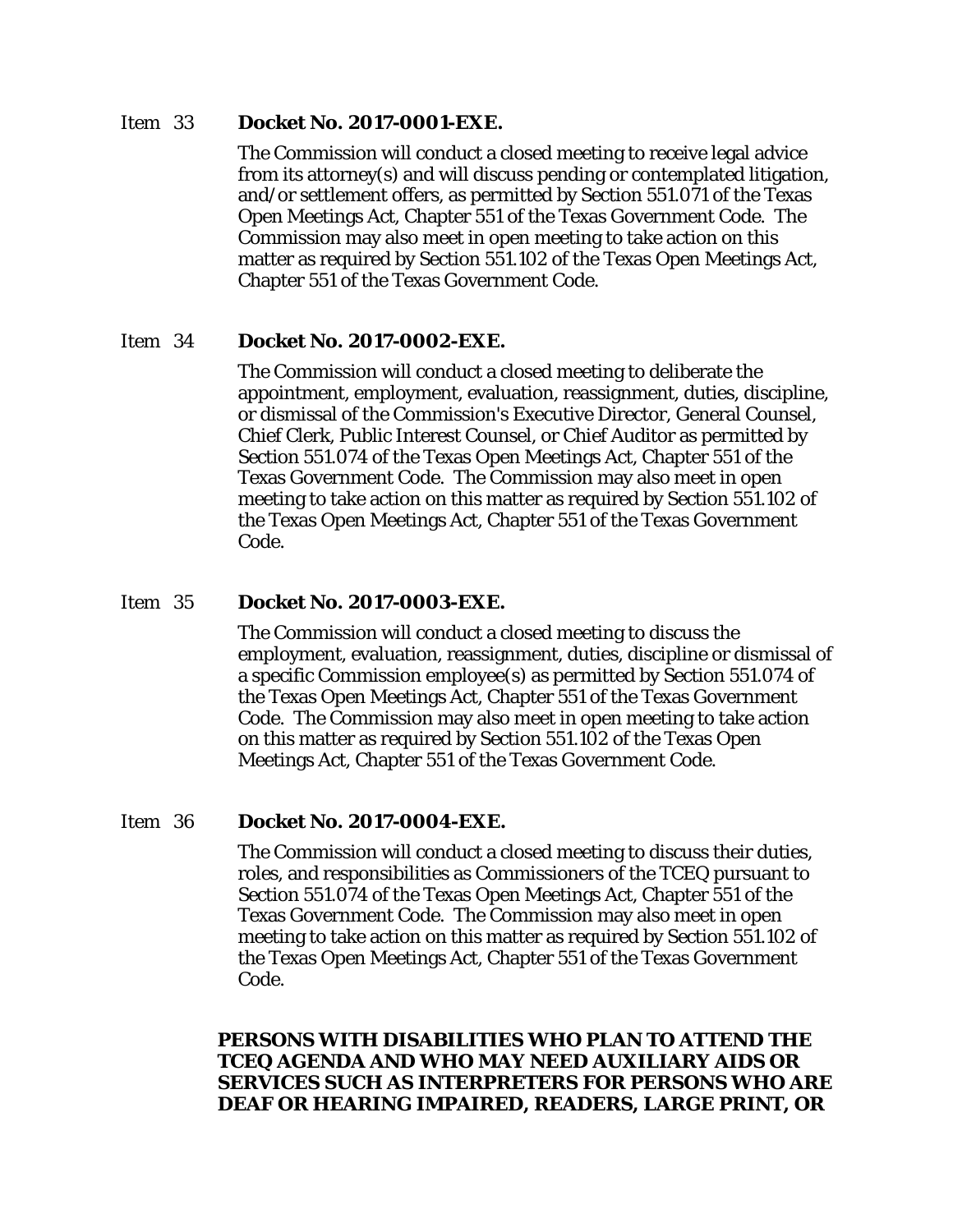Item 33 **Docket No. 2017-0001-EXE.**

The Commission will conduct a closed meeting to receive legal advice from its attorney(s) and will discuss pending or contemplated litigation, and/or settlement offers, as permitted by Section 551.071 of the Texas Open Meetings Act, Chapter 551 of the Texas Government Code. The Commission may also meet in open meeting to take action on this matter as required by Section 551.102 of the Texas Open Meetings Act, Chapter 551 of the Texas Government Code.

Item 34 **Docket No. 2017-0002-EXE.**

The Commission will conduct a closed meeting to deliberate the appointment, employment, evaluation, reassignment, duties, discipline, or dismissal of the Commission's Executive Director, General Counsel, Chief Clerk, Public Interest Counsel, or Chief Auditor as permitted by Section 551.074 of the Texas Open Meetings Act, Chapter 551 of the Texas Government Code. The Commission may also meet in open meeting to take action on this matter as required by Section 551.102 of the Texas Open Meetings Act, Chapter 551 of the Texas Government Code.

Item 35 **Docket No. 2017-0003-EXE.**

The Commission will conduct a closed meeting to discuss the employment, evaluation, reassignment, duties, discipline or dismissal of a specific Commission employee(s) as permitted by Section 551.074 of the Texas Open Meetings Act, Chapter 551 of the Texas Government Code. The Commission may also meet in open meeting to take action on this matter as required by Section 551.102 of the Texas Open Meetings Act, Chapter 551 of the Texas Government Code.

Item 36 **Docket No. 2017-0004-EXE.**

The Commission will conduct a closed meeting to discuss their duties, roles, and responsibilities as Commissioners of the TCEQ pursuant to Section 551.074 of the Texas Open Meetings Act, Chapter 551 of the Texas Government Code. The Commission may also meet in open meeting to take action on this matter as required by Section 551.102 of the Texas Open Meetings Act, Chapter 551 of the Texas Government Code.

**PERSONS WITH DISABILITIES WHO PLAN TO ATTEND THE TCEQ AGENDA AND WHO MAY NEED AUXILIARY AIDS OR SERVICES SUCH AS INTERPRETERS FOR PERSONS WHO ARE DEAF OR HEARING IMPAIRED, READERS, LARGE PRINT, OR**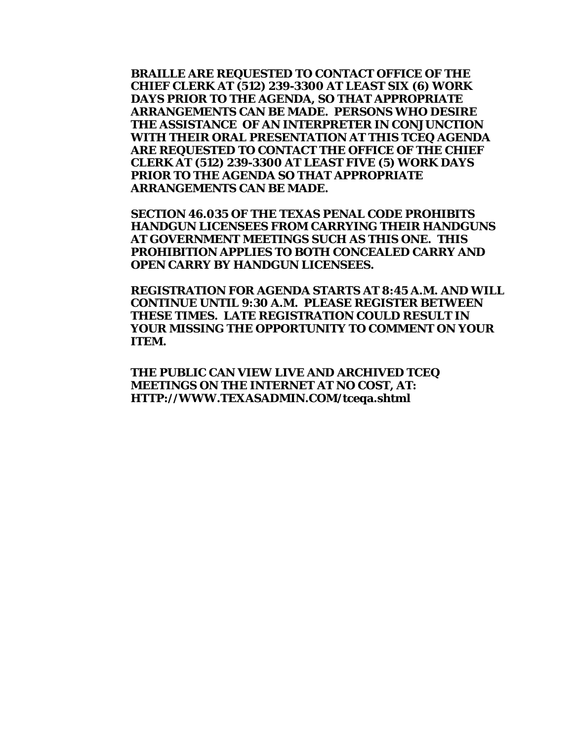**BRAILLE ARE REQUESTED TO CONTACT OFFICE OF THE CHIEF CLERK AT (512) 239-3300 AT LEAST SIX (6) WORK DAYS PRIOR TO THE AGENDA, SO THAT APPROPRIATE ARRANGEMENTS CAN BE MADE. PERSONS WHO DESIRE THE ASSISTANCE OF AN INTERPRETER IN CONJUNCTION WITH THEIR ORAL PRESENTATION AT THIS TCEQ AGENDA ARE REQUESTED TO CONTACT THE OFFICE OF THE CHIEF CLERK AT (512) 239-3300 AT LEAST FIVE (5) WORK DAYS PRIOR TO THE AGENDA SO THAT APPROPRIATE ARRANGEMENTS CAN BE MADE.**

**SECTION 46.035 OF THE TEXAS PENAL CODE PROHIBITS HANDGUN LICENSEES FROM CARRYING THEIR HANDGUNS AT GOVERNMENT MEETINGS SUCH AS THIS ONE. THIS PROHIBITION APPLIES TO BOTH CONCEALED CARRY AND OPEN CARRY BY HANDGUN LICENSEES.**

**REGISTRATION FOR AGENDA STARTS AT 8:45 A.M. AND WILL CONTINUE UNTIL 9:30 A.M. PLEASE REGISTER BETWEEN THESE TIMES. LATE REGISTRATION COULD RESULT IN YOUR MISSING THE OPPORTUNITY TO COMMENT ON YOUR ITEM.**

**THE PUBLIC CAN VIEW LIVE AND ARCHIVED TCEQ MEETINGS ON THE INTERNET AT NO COST, AT: HTTP://WWW.TEXASADMIN.COM/tceqa.shtml**